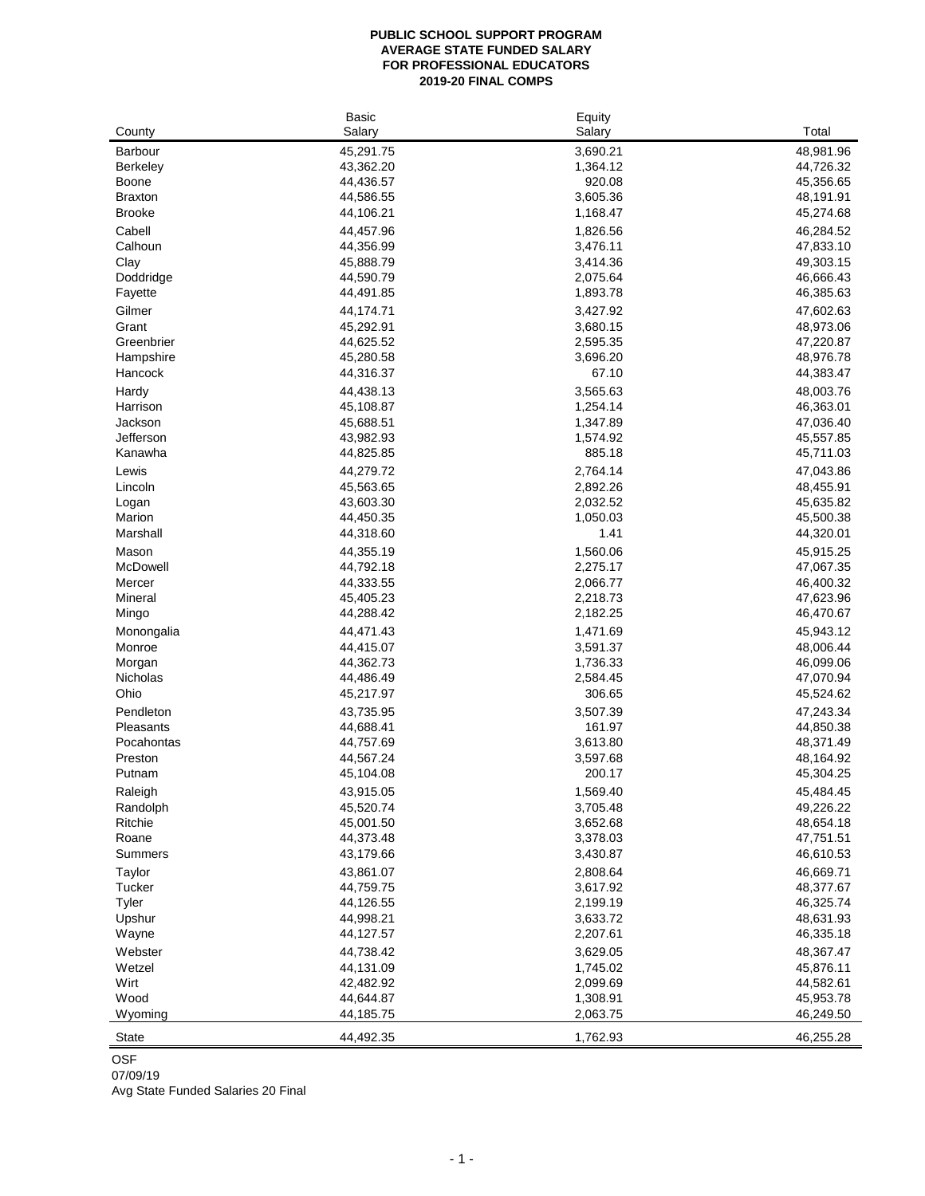# PUBLIC SCHOOL SUPPORT PROGRAM
## AVERAGE STATE FUNDED SALARY
## FOR PROFESSIONAL EDUCATORS
## 2019-20 FINAL COMPS

| County | Basic Salary | Equity Salary | Total |
|---|---|---|---|
| Barbour | 45,291.75 | 3,690.21 | 48,981.96 |
| Berkeley | 43,362.20 | 1,364.12 | 44,726.32 |
| Boone | 44,436.57 | 920.08 | 45,356.65 |
| Braxton | 44,586.55 | 3,605.36 | 48,191.91 |
| Brooke | 44,106.21 | 1,168.47 | 45,274.68 |
| Cabell | 44,457.96 | 1,826.56 | 46,284.52 |
| Calhoun | 44,356.99 | 3,476.11 | 47,833.10 |
| Clay | 45,888.79 | 3,414.36 | 49,303.15 |
| Doddridge | 44,590.79 | 2,075.64 | 46,666.43 |
| Fayette | 44,491.85 | 1,893.78 | 46,385.63 |
| Gilmer | 44,174.71 | 3,427.92 | 47,602.63 |
| Grant | 45,292.91 | 3,680.15 | 48,973.06 |
| Greenbrier | 44,625.52 | 2,595.35 | 47,220.87 |
| Hampshire | 45,280.58 | 3,696.20 | 48,976.78 |
| Hancock | 44,316.37 | 67.10 | 44,383.47 |
| Hardy | 44,438.13 | 3,565.63 | 48,003.76 |
| Harrison | 45,108.87 | 1,254.14 | 46,363.01 |
| Jackson | 45,688.51 | 1,347.89 | 47,036.40 |
| Jefferson | 43,982.93 | 1,574.92 | 45,557.85 |
| Kanawha | 44,825.85 | 885.18 | 45,711.03 |
| Lewis | 44,279.72 | 2,764.14 | 47,043.86 |
| Lincoln | 45,563.65 | 2,892.26 | 48,455.91 |
| Logan | 43,603.30 | 2,032.52 | 45,635.82 |
| Marion | 44,450.35 | 1,050.03 | 45,500.38 |
| Marshall | 44,318.60 | 1.41 | 44,320.01 |
| Mason | 44,355.19 | 1,560.06 | 45,915.25 |
| McDowell | 44,792.18 | 2,275.17 | 47,067.35 |
| Mercer | 44,333.55 | 2,066.77 | 46,400.32 |
| Mineral | 45,405.23 | 2,218.73 | 47,623.96 |
| Mingo | 44,288.42 | 2,182.25 | 46,470.67 |
| Monongalia | 44,471.43 | 1,471.69 | 45,943.12 |
| Monroe | 44,415.07 | 3,591.37 | 48,006.44 |
| Morgan | 44,362.73 | 1,736.33 | 46,099.06 |
| Nicholas | 44,486.49 | 2,584.45 | 47,070.94 |
| Ohio | 45,217.97 | 306.65 | 45,524.62 |
| Pendleton | 43,735.95 | 3,507.39 | 47,243.34 |
| Pleasants | 44,688.41 | 161.97 | 44,850.38 |
| Pocahontas | 44,757.69 | 3,613.80 | 48,371.49 |
| Preston | 44,567.24 | 3,597.68 | 48,164.92 |
| Putnam | 45,104.08 | 200.17 | 45,304.25 |
| Raleigh | 43,915.05 | 1,569.40 | 45,484.45 |
| Randolph | 45,520.74 | 3,705.48 | 49,226.22 |
| Ritchie | 45,001.50 | 3,652.68 | 48,654.18 |
| Roane | 44,373.48 | 3,378.03 | 47,751.51 |
| Summers | 43,179.66 | 3,430.87 | 46,610.53 |
| Taylor | 43,861.07 | 2,808.64 | 46,669.71 |
| Tucker | 44,759.75 | 3,617.92 | 48,377.67 |
| Tyler | 44,126.55 | 2,199.19 | 46,325.74 |
| Upshur | 44,998.21 | 3,633.72 | 48,631.93 |
| Wayne | 44,127.57 | 2,207.61 | 46,335.18 |
| Webster | 44,738.42 | 3,629.05 | 48,367.47 |
| Wetzel | 44,131.09 | 1,745.02 | 45,876.11 |
| Wirt | 42,482.92 | 2,099.69 | 44,582.61 |
| Wood | 44,644.87 | 1,308.91 | 45,953.78 |
| Wyoming | 44,185.75 | 2,063.75 | 46,249.50 |
| State | 44,492.35 | 1,762.93 | 46,255.28 |

OSF
07/09/19
Avg State Funded Salaries 20 Final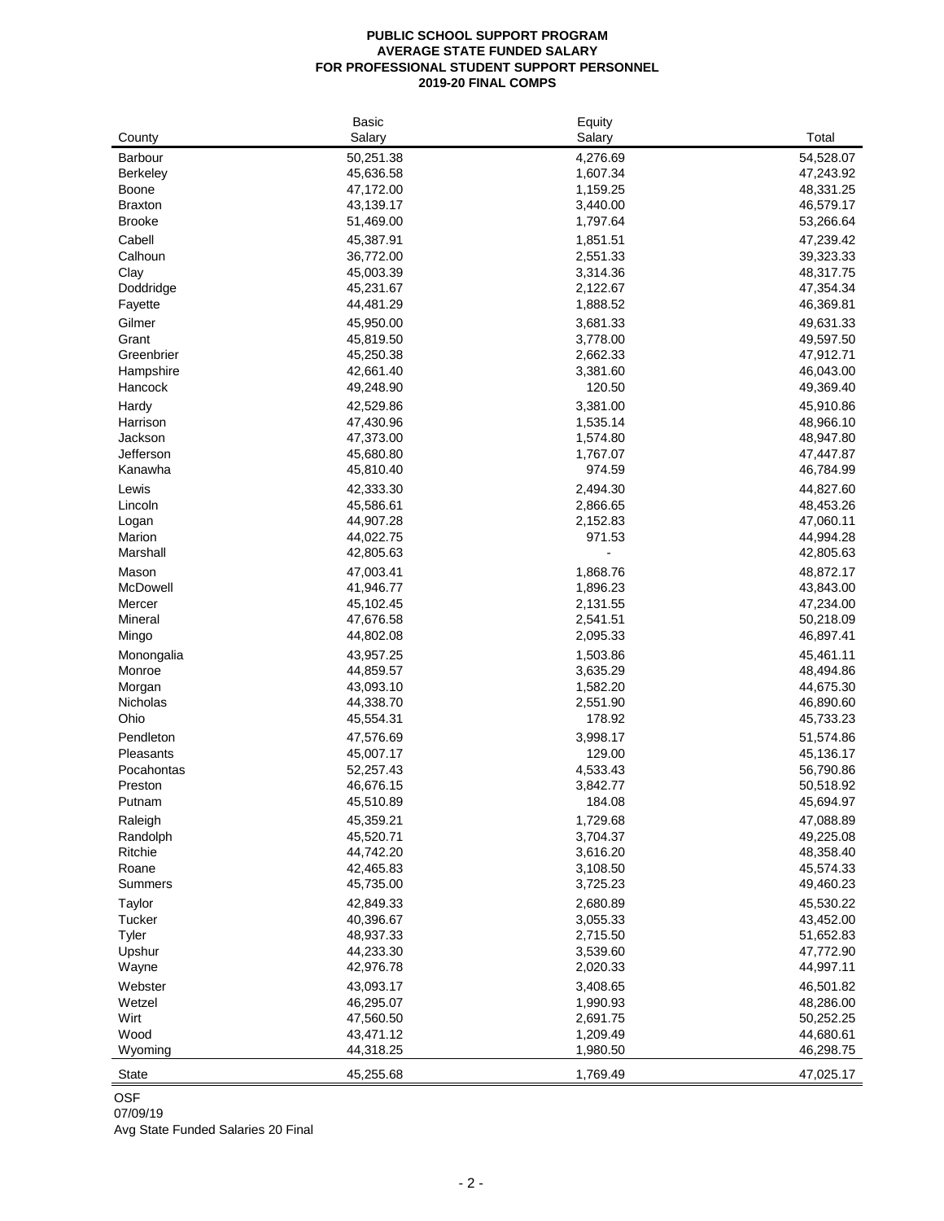**PUBLIC SCHOOL SUPPORT PROGRAM**
**AVERAGE STATE FUNDED SALARY**
**FOR PROFESSIONAL STUDENT SUPPORT PERSONNEL**
**2019-20 FINAL COMPS**

| County | Basic Salary | Equity Salary | Total |
|---|---|---|---|
| Barbour | 50,251.38 | 4,276.69 | 54,528.07 |
| Berkeley | 45,636.58 | 1,607.34 | 47,243.92 |
| Boone | 47,172.00 | 1,159.25 | 48,331.25 |
| Braxton | 43,139.17 | 3,440.00 | 46,579.17 |
| Brooke | 51,469.00 | 1,797.64 | 53,266.64 |
| Cabell | 45,387.91 | 1,851.51 | 47,239.42 |
| Calhoun | 36,772.00 | 2,551.33 | 39,323.33 |
| Clay | 45,003.39 | 3,314.36 | 48,317.75 |
| Doddridge | 45,231.67 | 2,122.67 | 47,354.34 |
| Fayette | 44,481.29 | 1,888.52 | 46,369.81 |
| Gilmer | 45,950.00 | 3,681.33 | 49,631.33 |
| Grant | 45,819.50 | 3,778.00 | 49,597.50 |
| Greenbrier | 45,250.38 | 2,662.33 | 47,912.71 |
| Hampshire | 42,661.40 | 3,381.60 | 46,043.00 |
| Hancock | 49,248.90 | 120.50 | 49,369.40 |
| Hardy | 42,529.86 | 3,381.00 | 45,910.86 |
| Harrison | 47,430.96 | 1,535.14 | 48,966.10 |
| Jackson | 47,373.00 | 1,574.80 | 48,947.80 |
| Jefferson | 45,680.80 | 1,767.07 | 47,447.87 |
| Kanawha | 45,810.40 | 974.59 | 46,784.99 |
| Lewis | 42,333.30 | 2,494.30 | 44,827.60 |
| Lincoln | 45,586.61 | 2,866.65 | 48,453.26 |
| Logan | 44,907.28 | 2,152.83 | 47,060.11 |
| Marion | 44,022.75 | 971.53 | 44,994.28 |
| Marshall | 42,805.63 | - | 42,805.63 |
| Mason | 47,003.41 | 1,868.76 | 48,872.17 |
| McDowell | 41,946.77 | 1,896.23 | 43,843.00 |
| Mercer | 45,102.45 | 2,131.55 | 47,234.00 |
| Mineral | 47,676.58 | 2,541.51 | 50,218.09 |
| Mingo | 44,802.08 | 2,095.33 | 46,897.41 |
| Monongalia | 43,957.25 | 1,503.86 | 45,461.11 |
| Monroe | 44,859.57 | 3,635.29 | 48,494.86 |
| Morgan | 43,093.10 | 1,582.20 | 44,675.30 |
| Nicholas | 44,338.70 | 2,551.90 | 46,890.60 |
| Ohio | 45,554.31 | 178.92 | 45,733.23 |
| Pendleton | 47,576.69 | 3,998.17 | 51,574.86 |
| Pleasants | 45,007.17 | 129.00 | 45,136.17 |
| Pocahontas | 52,257.43 | 4,533.43 | 56,790.86 |
| Preston | 46,676.15 | 3,842.77 | 50,518.92 |
| Putnam | 45,510.89 | 184.08 | 45,694.97 |
| Raleigh | 45,359.21 | 1,729.68 | 47,088.89 |
| Randolph | 45,520.71 | 3,704.37 | 49,225.08 |
| Ritchie | 44,742.20 | 3,616.20 | 48,358.40 |
| Roane | 42,465.83 | 3,108.50 | 45,574.33 |
| Summers | 45,735.00 | 3,725.23 | 49,460.23 |
| Taylor | 42,849.33 | 2,680.89 | 45,530.22 |
| Tucker | 40,396.67 | 3,055.33 | 43,452.00 |
| Tyler | 48,937.33 | 2,715.50 | 51,652.83 |
| Upshur | 44,233.30 | 3,539.60 | 47,772.90 |
| Wayne | 42,976.78 | 2,020.33 | 44,997.11 |
| Webster | 43,093.17 | 3,408.65 | 46,501.82 |
| Wetzel | 46,295.07 | 1,990.93 | 48,286.00 |
| Wirt | 47,560.50 | 2,691.75 | 50,252.25 |
| Wood | 43,471.12 | 1,209.49 | 44,680.61 |
| Wyoming | 44,318.25 | 1,980.50 | 46,298.75 |
| State | 45,255.68 | 1,769.49 | 47,025.17 |

OSF
07/09/19
Avg State Funded Salaries 20 Final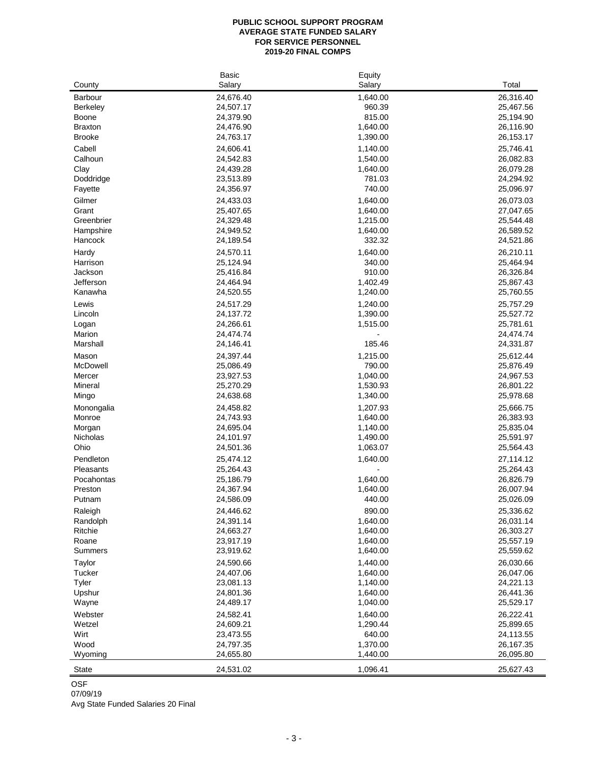**PUBLIC SCHOOL SUPPORT PROGRAM**
**AVERAGE STATE FUNDED SALARY**
**FOR SERVICE PERSONNEL**
**2019-20 FINAL COMPS**

| County | Basic Salary | Equity Salary | Total |
|---|---|---|---|
| Barbour | 24,676.40 | 1,640.00 | 26,316.40 |
| Berkeley | 24,507.17 | 960.39 | 25,467.56 |
| Boone | 24,379.90 | 815.00 | 25,194.90 |
| Braxton | 24,476.90 | 1,640.00 | 26,116.90 |
| Brooke | 24,763.17 | 1,390.00 | 26,153.17 |
| Cabell | 24,606.41 | 1,140.00 | 25,746.41 |
| Calhoun | 24,542.83 | 1,540.00 | 26,082.83 |
| Clay | 24,439.28 | 1,640.00 | 26,079.28 |
| Doddridge | 23,513.89 | 781.03 | 24,294.92 |
| Fayette | 24,356.97 | 740.00 | 25,096.97 |
| Gilmer | 24,433.03 | 1,640.00 | 26,073.03 |
| Grant | 25,407.65 | 1,640.00 | 27,047.65 |
| Greenbrier | 24,329.48 | 1,215.00 | 25,544.48 |
| Hampshire | 24,949.52 | 1,640.00 | 26,589.52 |
| Hancock | 24,189.54 | 332.32 | 24,521.86 |
| Hardy | 24,570.11 | 1,640.00 | 26,210.11 |
| Harrison | 25,124.94 | 340.00 | 25,464.94 |
| Jackson | 25,416.84 | 910.00 | 26,326.84 |
| Jefferson | 24,464.94 | 1,402.49 | 25,867.43 |
| Kanawha | 24,520.55 | 1,240.00 | 25,760.55 |
| Lewis | 24,517.29 | 1,240.00 | 25,757.29 |
| Lincoln | 24,137.72 | 1,390.00 | 25,527.72 |
| Logan | 24,266.61 | 1,515.00 | 25,781.61 |
| Marion | 24,474.74 | - | 24,474.74 |
| Marshall | 24,146.41 | 185.46 | 24,331.87 |
| Mason | 24,397.44 | 1,215.00 | 25,612.44 |
| McDowell | 25,086.49 | 790.00 | 25,876.49 |
| Mercer | 23,927.53 | 1,040.00 | 24,967.53 |
| Mineral | 25,270.29 | 1,530.93 | 26,801.22 |
| Mingo | 24,638.68 | 1,340.00 | 25,978.68 |
| Monongalia | 24,458.82 | 1,207.93 | 25,666.75 |
| Monroe | 24,743.93 | 1,640.00 | 26,383.93 |
| Morgan | 24,695.04 | 1,140.00 | 25,835.04 |
| Nicholas | 24,101.97 | 1,490.00 | 25,591.97 |
| Ohio | 24,501.36 | 1,063.07 | 25,564.43 |
| Pendleton | 25,474.12 | 1,640.00 | 27,114.12 |
| Pleasants | 25,264.43 | - | 25,264.43 |
| Pocahontas | 25,186.79 | 1,640.00 | 26,826.79 |
| Preston | 24,367.94 | 1,640.00 | 26,007.94 |
| Putnam | 24,586.09 | 440.00 | 25,026.09 |
| Raleigh | 24,446.62 | 890.00 | 25,336.62 |
| Randolph | 24,391.14 | 1,640.00 | 26,031.14 |
| Ritchie | 24,663.27 | 1,640.00 | 26,303.27 |
| Roane | 23,917.19 | 1,640.00 | 25,557.19 |
| Summers | 23,919.62 | 1,640.00 | 25,559.62 |
| Taylor | 24,590.66 | 1,440.00 | 26,030.66 |
| Tucker | 24,407.06 | 1,640.00 | 26,047.06 |
| Tyler | 23,081.13 | 1,140.00 | 24,221.13 |
| Upshur | 24,801.36 | 1,640.00 | 26,441.36 |
| Wayne | 24,489.17 | 1,040.00 | 25,529.17 |
| Webster | 24,582.41 | 1,640.00 | 26,222.41 |
| Wetzel | 24,609.21 | 1,290.44 | 25,899.65 |
| Wirt | 23,473.55 | 640.00 | 24,113.55 |
| Wood | 24,797.35 | 1,370.00 | 26,167.35 |
| Wyoming | 24,655.80 | 1,440.00 | 26,095.80 |
| State | 24,531.02 | 1,096.41 | 25,627.43 |

OSF
07/09/19
Avg State Funded Salaries 20 Final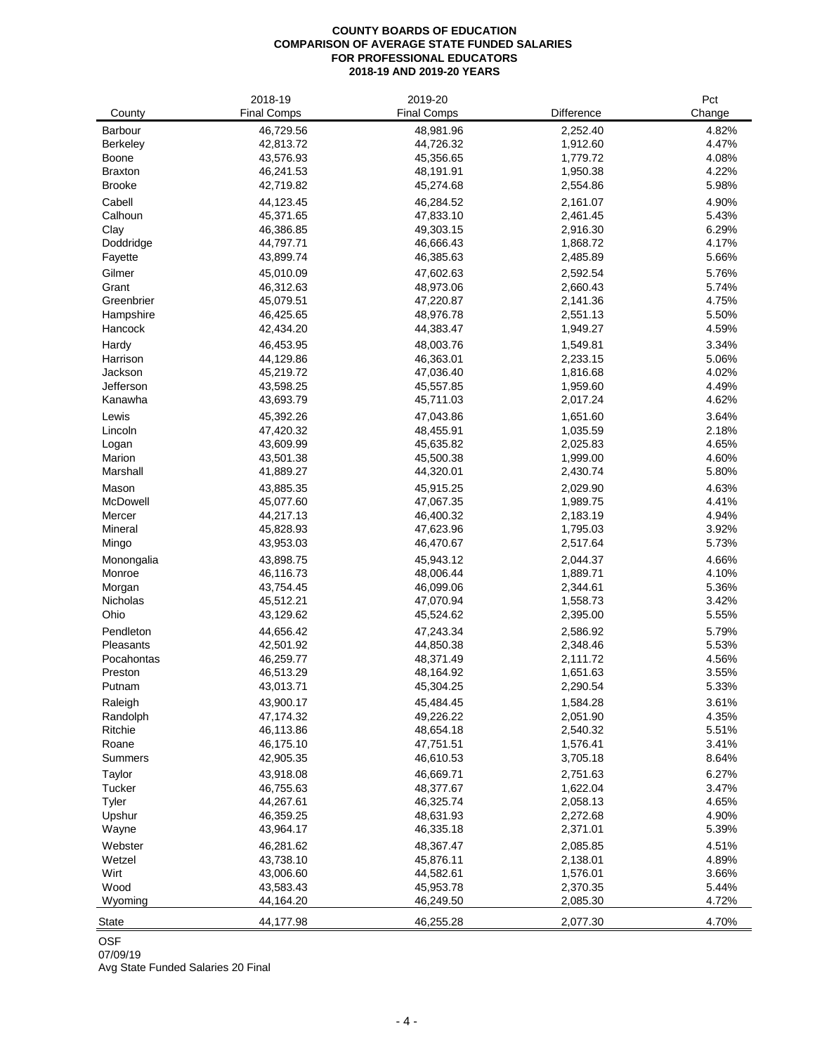# COUNTY BOARDS OF EDUCATION
## COMPARISON OF AVERAGE STATE FUNDED SALARIES
## FOR PROFESSIONAL EDUCATORS
## 2018-19 AND 2019-20 YEARS

| County | 2018-19 Final Comps | 2019-20 Final Comps | Difference | Pct Change |
|---|---|---|---|---|
| Barbour | 46,729.56 | 48,981.96 | 2,252.40 | 4.82% |
| Berkeley | 42,813.72 | 44,726.32 | 1,912.60 | 4.47% |
| Boone | 43,576.93 | 45,356.65 | 1,779.72 | 4.08% |
| Braxton | 46,241.53 | 48,191.91 | 1,950.38 | 4.22% |
| Brooke | 42,719.82 | 45,274.68 | 2,554.86 | 5.98% |
| Cabell | 44,123.45 | 46,284.52 | 2,161.07 | 4.90% |
| Calhoun | 45,371.65 | 47,833.10 | 2,461.45 | 5.43% |
| Clay | 46,386.85 | 49,303.15 | 2,916.30 | 6.29% |
| Doddridge | 44,797.71 | 46,666.43 | 1,868.72 | 4.17% |
| Fayette | 43,899.74 | 46,385.63 | 2,485.89 | 5.66% |
| Gilmer | 45,010.09 | 47,602.63 | 2,592.54 | 5.76% |
| Grant | 46,312.63 | 48,973.06 | 2,660.43 | 5.74% |
| Greenbrier | 45,079.51 | 47,220.87 | 2,141.36 | 4.75% |
| Hampshire | 46,425.65 | 48,976.78 | 2,551.13 | 5.50% |
| Hancock | 42,434.20 | 44,383.47 | 1,949.27 | 4.59% |
| Hardy | 46,453.95 | 48,003.76 | 1,549.81 | 3.34% |
| Harrison | 44,129.86 | 46,363.01 | 2,233.15 | 5.06% |
| Jackson | 45,219.72 | 47,036.40 | 1,816.68 | 4.02% |
| Jefferson | 43,598.25 | 45,557.85 | 1,959.60 | 4.49% |
| Kanawha | 43,693.79 | 45,711.03 | 2,017.24 | 4.62% |
| Lewis | 45,392.26 | 47,043.86 | 1,651.60 | 3.64% |
| Lincoln | 47,420.32 | 48,455.91 | 1,035.59 | 2.18% |
| Logan | 43,609.99 | 45,635.82 | 2,025.83 | 4.65% |
| Marion | 43,501.38 | 45,500.38 | 1,999.00 | 4.60% |
| Marshall | 41,889.27 | 44,320.01 | 2,430.74 | 5.80% |
| Mason | 43,885.35 | 45,915.25 | 2,029.90 | 4.63% |
| McDowell | 45,077.60 | 47,067.35 | 1,989.75 | 4.41% |
| Mercer | 44,217.13 | 46,400.32 | 2,183.19 | 4.94% |
| Mineral | 45,828.93 | 47,623.96 | 1,795.03 | 3.92% |
| Mingo | 43,953.03 | 46,470.67 | 2,517.64 | 5.73% |
| Monongalia | 43,898.75 | 45,943.12 | 2,044.37 | 4.66% |
| Monroe | 46,116.73 | 48,006.44 | 1,889.71 | 4.10% |
| Morgan | 43,754.45 | 46,099.06 | 2,344.61 | 5.36% |
| Nicholas | 45,512.21 | 47,070.94 | 1,558.73 | 3.42% |
| Ohio | 43,129.62 | 45,524.62 | 2,395.00 | 5.55% |
| Pendleton | 44,656.42 | 47,243.34 | 2,586.92 | 5.79% |
| Pleasants | 42,501.92 | 44,850.38 | 2,348.46 | 5.53% |
| Pocahontas | 46,259.77 | 48,371.49 | 2,111.72 | 4.56% |
| Preston | 46,513.29 | 48,164.92 | 1,651.63 | 3.55% |
| Putnam | 43,013.71 | 45,304.25 | 2,290.54 | 5.33% |
| Raleigh | 43,900.17 | 45,484.45 | 1,584.28 | 3.61% |
| Randolph | 47,174.32 | 49,226.22 | 2,051.90 | 4.35% |
| Ritchie | 46,113.86 | 48,654.18 | 2,540.32 | 5.51% |
| Roane | 46,175.10 | 47,751.51 | 1,576.41 | 3.41% |
| Summers | 42,905.35 | 46,610.53 | 3,705.18 | 8.64% |
| Taylor | 43,918.08 | 46,669.71 | 2,751.63 | 6.27% |
| Tucker | 46,755.63 | 48,377.67 | 1,622.04 | 3.47% |
| Tyler | 44,267.61 | 46,325.74 | 2,058.13 | 4.65% |
| Upshur | 46,359.25 | 48,631.93 | 2,272.68 | 4.90% |
| Wayne | 43,964.17 | 46,335.18 | 2,371.01 | 5.39% |
| Webster | 46,281.62 | 48,367.47 | 2,085.85 | 4.51% |
| Wetzel | 43,738.10 | 45,876.11 | 2,138.01 | 4.89% |
| Wirt | 43,006.60 | 44,582.61 | 1,576.01 | 3.66% |
| Wood | 43,583.43 | 45,953.78 | 2,370.35 | 5.44% |
| Wyoming | 44,164.20 | 46,249.50 | 2,085.30 | 4.72% |
| State | 44,177.98 | 46,255.28 | 2,077.30 | 4.70% |

OSF
07/09/19
Avg State Funded Salaries 20 Final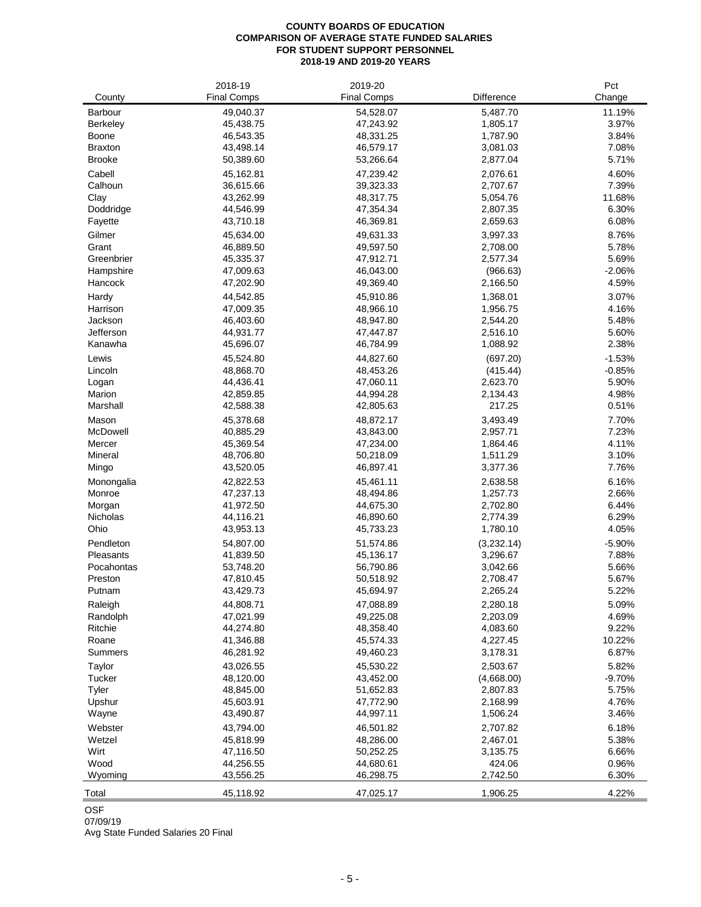**COUNTY BOARDS OF EDUCATION**
**COMPARISON OF AVERAGE STATE FUNDED SALARIES**
**FOR STUDENT SUPPORT PERSONNEL**
**2018-19 AND 2019-20 YEARS**

| County | 2018-19 Final Comps | 2019-20 Final Comps | Difference | Pct Change |
|---|---|---|---|---|
| Barbour | 49,040.37 | 54,528.07 | 5,487.70 | 11.19% |
| Berkeley | 45,438.75 | 47,243.92 | 1,805.17 | 3.97% |
| Boone | 46,543.35 | 48,331.25 | 1,787.90 | 3.84% |
| Braxton | 43,498.14 | 46,579.17 | 3,081.03 | 7.08% |
| Brooke | 50,389.60 | 53,266.64 | 2,877.04 | 5.71% |
| Cabell | 45,162.81 | 47,239.42 | 2,076.61 | 4.60% |
| Calhoun | 36,615.66 | 39,323.33 | 2,707.67 | 7.39% |
| Clay | 43,262.99 | 48,317.75 | 5,054.76 | 11.68% |
| Doddridge | 44,546.99 | 47,354.34 | 2,807.35 | 6.30% |
| Fayette | 43,710.18 | 46,369.81 | 2,659.63 | 6.08% |
| Gilmer | 45,634.00 | 49,631.33 | 3,997.33 | 8.76% |
| Grant | 46,889.50 | 49,597.50 | 2,708.00 | 5.78% |
| Greenbrier | 45,335.37 | 47,912.71 | 2,577.34 | 5.69% |
| Hampshire | 47,009.63 | 46,043.00 | (966.63) | -2.06% |
| Hancock | 47,202.90 | 49,369.40 | 2,166.50 | 4.59% |
| Hardy | 44,542.85 | 45,910.86 | 1,368.01 | 3.07% |
| Harrison | 47,009.35 | 48,966.10 | 1,956.75 | 4.16% |
| Jackson | 46,403.60 | 48,947.80 | 2,544.20 | 5.48% |
| Jefferson | 44,931.77 | 47,447.87 | 2,516.10 | 5.60% |
| Kanawha | 45,696.07 | 46,784.99 | 1,088.92 | 2.38% |
| Lewis | 45,524.80 | 44,827.60 | (697.20) | -1.53% |
| Lincoln | 48,868.70 | 48,453.26 | (415.44) | -0.85% |
| Logan | 44,436.41 | 47,060.11 | 2,623.70 | 5.90% |
| Marion | 42,859.85 | 44,994.28 | 2,134.43 | 4.98% |
| Marshall | 42,588.38 | 42,805.63 | 217.25 | 0.51% |
| Mason | 45,378.68 | 48,872.17 | 3,493.49 | 7.70% |
| McDowell | 40,885.29 | 43,843.00 | 2,957.71 | 7.23% |
| Mercer | 45,369.54 | 47,234.00 | 1,864.46 | 4.11% |
| Mineral | 48,706.80 | 50,218.09 | 1,511.29 | 3.10% |
| Mingo | 43,520.05 | 46,897.41 | 3,377.36 | 7.76% |
| Monongalia | 42,822.53 | 45,461.11 | 2,638.58 | 6.16% |
| Monroe | 47,237.13 | 48,494.86 | 1,257.73 | 2.66% |
| Morgan | 41,972.50 | 44,675.30 | 2,702.80 | 6.44% |
| Nicholas | 44,116.21 | 46,890.60 | 2,774.39 | 6.29% |
| Ohio | 43,953.13 | 45,733.23 | 1,780.10 | 4.05% |
| Pendleton | 54,807.00 | 51,574.86 | (3,232.14) | -5.90% |
| Pleasants | 41,839.50 | 45,136.17 | 3,296.67 | 7.88% |
| Pocahontas | 53,748.20 | 56,790.86 | 3,042.66 | 5.66% |
| Preston | 47,810.45 | 50,518.92 | 2,708.47 | 5.67% |
| Putnam | 43,429.73 | 45,694.97 | 2,265.24 | 5.22% |
| Raleigh | 44,808.71 | 47,088.89 | 2,280.18 | 5.09% |
| Randolph | 47,021.99 | 49,225.08 | 2,203.09 | 4.69% |
| Ritchie | 44,274.80 | 48,358.40 | 4,083.60 | 9.22% |
| Roane | 41,346.88 | 45,574.33 | 4,227.45 | 10.22% |
| Summers | 46,281.92 | 49,460.23 | 3,178.31 | 6.87% |
| Taylor | 43,026.55 | 45,530.22 | 2,503.67 | 5.82% |
| Tucker | 48,120.00 | 43,452.00 | (4,668.00) | -9.70% |
| Tyler | 48,845.00 | 51,652.83 | 2,807.83 | 5.75% |
| Upshur | 45,603.91 | 47,772.90 | 2,168.99 | 4.76% |
| Wayne | 43,490.87 | 44,997.11 | 1,506.24 | 3.46% |
| Webster | 43,794.00 | 46,501.82 | 2,707.82 | 6.18% |
| Wetzel | 45,818.99 | 48,286.00 | 2,467.01 | 5.38% |
| Wirt | 47,116.50 | 50,252.25 | 3,135.75 | 6.66% |
| Wood | 44,256.55 | 44,680.61 | 424.06 | 0.96% |
| Wyoming | 43,556.25 | 46,298.75 | 2,742.50 | 6.30% |
| Total | 45,118.92 | 47,025.17 | 1,906.25 | 4.22% |

OSF
07/09/19
Avg State Funded Salaries 20 Final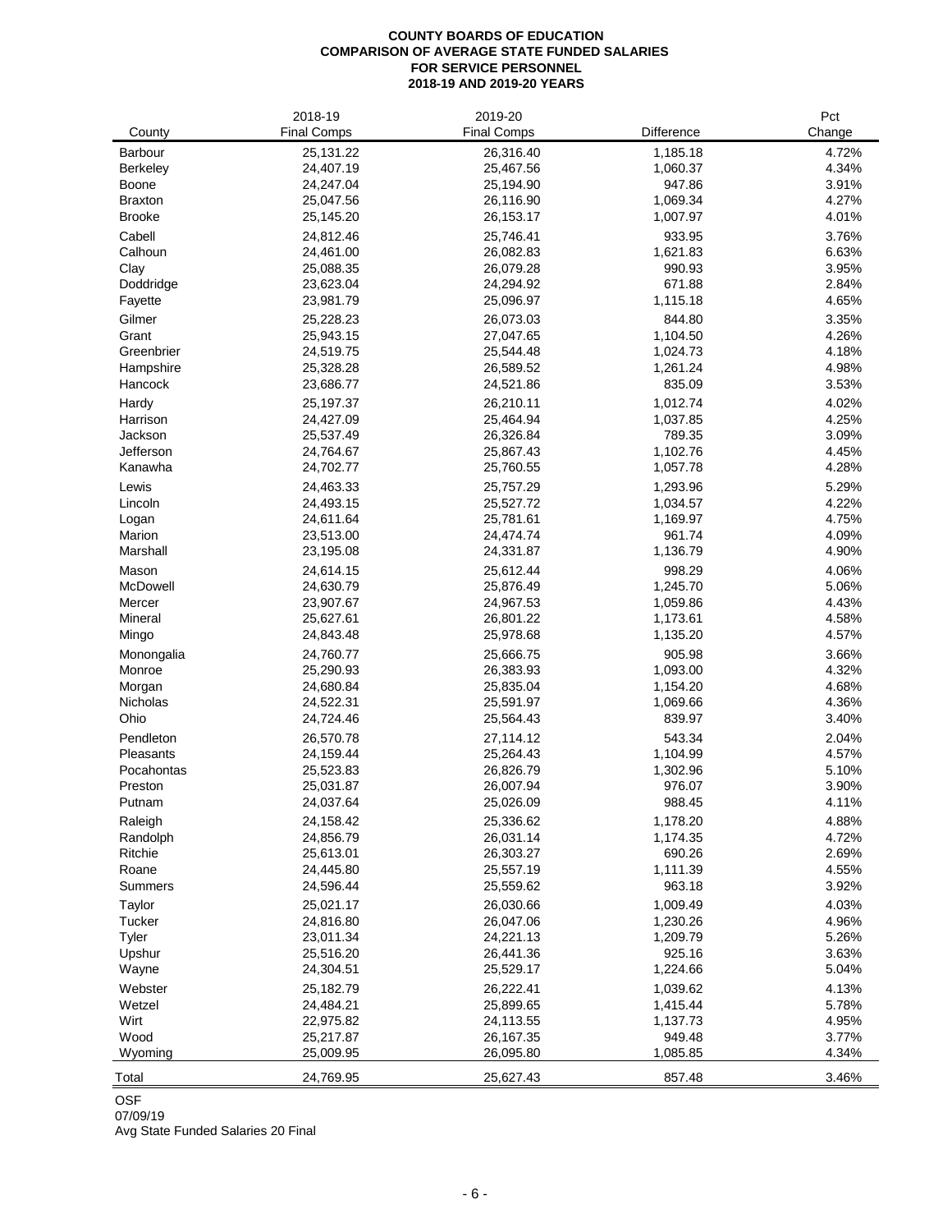# COUNTY BOARDS OF EDUCATION
# COMPARISON OF AVERAGE STATE FUNDED SALARIES
# FOR SERVICE PERSONNEL
# 2018-19 AND 2019-20 YEARS

| County | 2018-19 Final Comps | 2019-20 Final Comps | Difference | Pct Change |
|---|---|---|---|---|
| Barbour | 25,131.22 | 26,316.40 | 1,185.18 | 4.72% |
| Berkeley | 24,407.19 | 25,467.56 | 1,060.37 | 4.34% |
| Boone | 24,247.04 | 25,194.90 | 947.86 | 3.91% |
| Braxton | 25,047.56 | 26,116.90 | 1,069.34 | 4.27% |
| Brooke | 25,145.20 | 26,153.17 | 1,007.97 | 4.01% |
| Cabell | 24,812.46 | 25,746.41 | 933.95 | 3.76% |
| Calhoun | 24,461.00 | 26,082.83 | 1,621.83 | 6.63% |
| Clay | 25,088.35 | 26,079.28 | 990.93 | 3.95% |
| Doddridge | 23,623.04 | 24,294.92 | 671.88 | 2.84% |
| Fayette | 23,981.79 | 25,096.97 | 1,115.18 | 4.65% |
| Gilmer | 25,228.23 | 26,073.03 | 844.80 | 3.35% |
| Grant | 25,943.15 | 27,047.65 | 1,104.50 | 4.26% |
| Greenbrier | 24,519.75 | 25,544.48 | 1,024.73 | 4.18% |
| Hampshire | 25,328.28 | 26,589.52 | 1,261.24 | 4.98% |
| Hancock | 23,686.77 | 24,521.86 | 835.09 | 3.53% |
| Hardy | 25,197.37 | 26,210.11 | 1,012.74 | 4.02% |
| Harrison | 24,427.09 | 25,464.94 | 1,037.85 | 4.25% |
| Jackson | 25,537.49 | 26,326.84 | 789.35 | 3.09% |
| Jefferson | 24,764.67 | 25,867.43 | 1,102.76 | 4.45% |
| Kanawha | 24,702.77 | 25,760.55 | 1,057.78 | 4.28% |
| Lewis | 24,463.33 | 25,757.29 | 1,293.96 | 5.29% |
| Lincoln | 24,493.15 | 25,527.72 | 1,034.57 | 4.22% |
| Logan | 24,611.64 | 25,781.61 | 1,169.97 | 4.75% |
| Marion | 23,513.00 | 24,474.74 | 961.74 | 4.09% |
| Marshall | 23,195.08 | 24,331.87 | 1,136.79 | 4.90% |
| Mason | 24,614.15 | 25,612.44 | 998.29 | 4.06% |
| McDowell | 24,630.79 | 25,876.49 | 1,245.70 | 5.06% |
| Mercer | 23,907.67 | 24,967.53 | 1,059.86 | 4.43% |
| Mineral | 25,627.61 | 26,801.22 | 1,173.61 | 4.58% |
| Mingo | 24,843.48 | 25,978.68 | 1,135.20 | 4.57% |
| Monongalia | 24,760.77 | 25,666.75 | 905.98 | 3.66% |
| Monroe | 25,290.93 | 26,383.93 | 1,093.00 | 4.32% |
| Morgan | 24,680.84 | 25,835.04 | 1,154.20 | 4.68% |
| Nicholas | 24,522.31 | 25,591.97 | 1,069.66 | 4.36% |
| Ohio | 24,724.46 | 25,564.43 | 839.97 | 3.40% |
| Pendleton | 26,570.78 | 27,114.12 | 543.34 | 2.04% |
| Pleasants | 24,159.44 | 25,264.43 | 1,104.99 | 4.57% |
| Pocahontas | 25,523.83 | 26,826.79 | 1,302.96 | 5.10% |
| Preston | 25,031.87 | 26,007.94 | 976.07 | 3.90% |
| Putnam | 24,037.64 | 25,026.09 | 988.45 | 4.11% |
| Raleigh | 24,158.42 | 25,336.62 | 1,178.20 | 4.88% |
| Randolph | 24,856.79 | 26,031.14 | 1,174.35 | 4.72% |
| Ritchie | 25,613.01 | 26,303.27 | 690.26 | 2.69% |
| Roane | 24,445.80 | 25,557.19 | 1,111.39 | 4.55% |
| Summers | 24,596.44 | 25,559.62 | 963.18 | 3.92% |
| Taylor | 25,021.17 | 26,030.66 | 1,009.49 | 4.03% |
| Tucker | 24,816.80 | 26,047.06 | 1,230.26 | 4.96% |
| Tyler | 23,011.34 | 24,221.13 | 1,209.79 | 5.26% |
| Upshur | 25,516.20 | 26,441.36 | 925.16 | 3.63% |
| Wayne | 24,304.51 | 25,529.17 | 1,224.66 | 5.04% |
| Webster | 25,182.79 | 26,222.41 | 1,039.62 | 4.13% |
| Wetzel | 24,484.21 | 25,899.65 | 1,415.44 | 5.78% |
| Wirt | 22,975.82 | 24,113.55 | 1,137.73 | 4.95% |
| Wood | 25,217.87 | 26,167.35 | 949.48 | 3.77% |
| Wyoming | 25,009.95 | 26,095.80 | 1,085.85 | 4.34% |
| Total | 24,769.95 | 25,627.43 | 857.48 | 3.46% |

OSF
07/09/19
Avg State Funded Salaries 20 Final